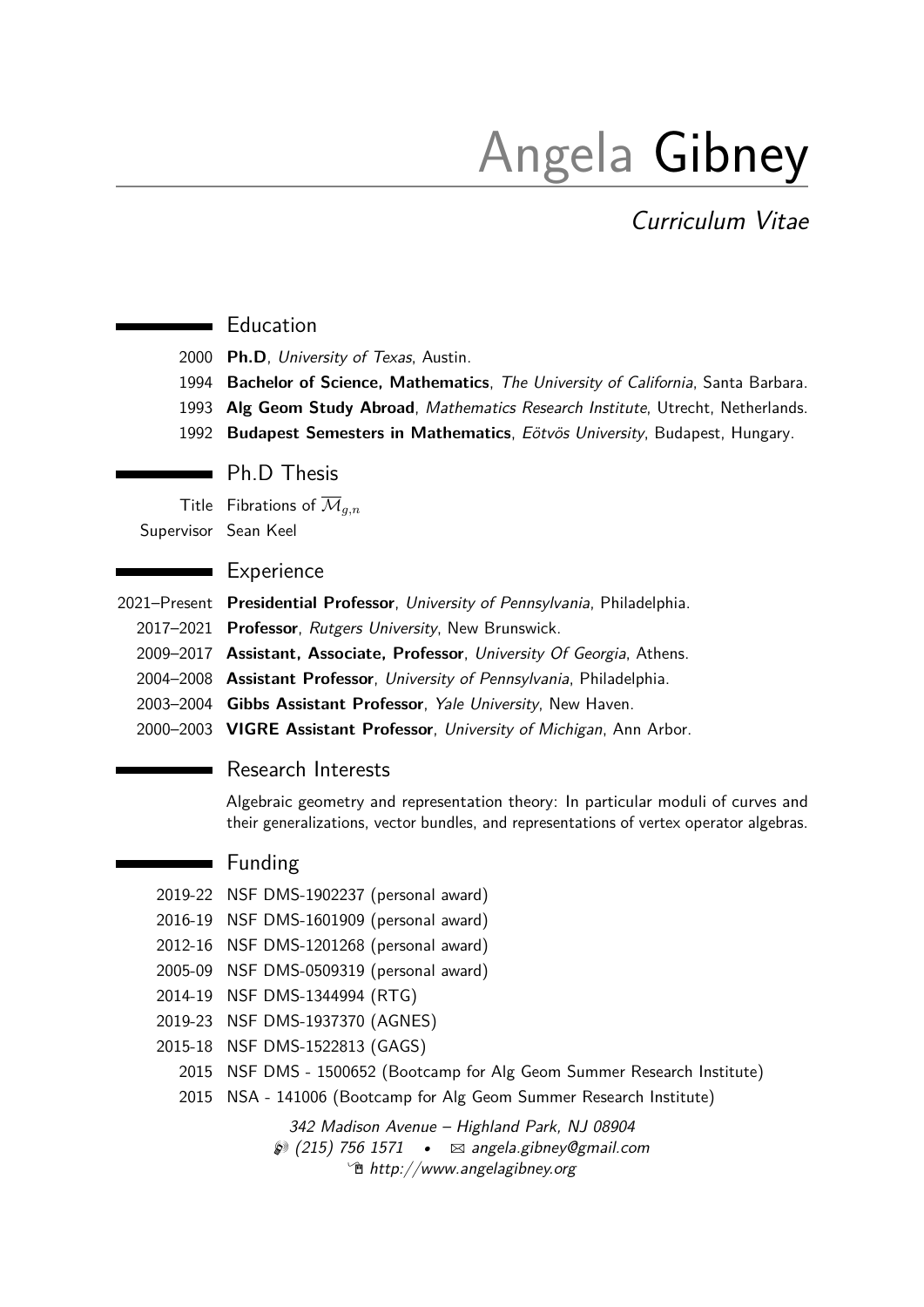# Angela Gibney

*Curriculum Vitae*

## Education

- 2000 **Ph.D**, *University of Texas*, Austin.
- 1994 **Bachelor of Science, Mathematics**, *The University of California*, Santa Barbara.
- 1993 **Alg Geom Study Abroad**, *Mathematics Research Institute*, Utrecht, Netherlands.
- 1992 **Budapest Semesters in Mathematics**, *Eötvös University*, Budapest, Hungary.

## Ph.D Thesis

- Title: Fibrations of $\overline{\mathcal{M}}_{g,n}$
- Supervisor: Sean Keel

## Experience

- 2021–Present **Presidential Professor**, *University of Pennsylvania*, Philadelphia.
- 2017–2021 **Professor**, *Rutgers University*, New Brunswick.
- 2009–2017 **Assistant, Associate, Professor**, *University Of Georgia*, Athens.
- 2004–2008 **Assistant Professor**, *University of Pennsylvania*, Philadelphia.
- 2003–2004 **Gibbs Assistant Professor**, *Yale University*, New Haven.
- 2000–2003 **VIGRE Assistant Professor**, *University of Michigan*, Ann Arbor.

## Research Interests

Algebraic geometry and representation theory: In particular moduli of curves and their generalizations, vector bundles, and representations of vertex operator algebras.

## Funding

- 2019-22 NSF DMS-1902237 (personal award)
- 2016-19 NSF DMS-1601909 (personal award)
- 2012-16 NSF DMS-1201268 (personal award)
- 2005-09 NSF DMS-0509319 (personal award)
- 2014-19 NSF DMS-1344994 (RTG)
- 2019-23 NSF DMS-1937370 (AGNES)
- 2015-18 NSF DMS-1522813 (GAGS)
- 2015 NSF DMS - 1500652 (Bootcamp for Alg Geom Summer Research Institute)
- 2015 NSA - 141006 (Bootcamp for Alg Geom Summer Research Institute)

*342 Madison Avenue – Highland Park, NJ 08904*
*(215) 756 1571* • *angela.gibney@gmail.com*
*http://www.angelagibney.org*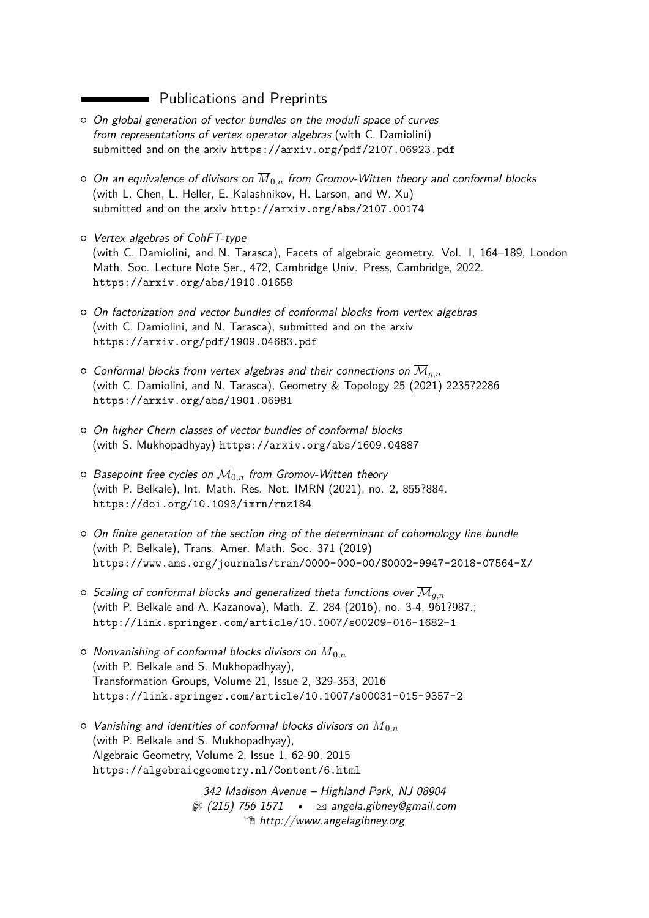## Publications and Preprints

- *On global generation of vector bundles on the moduli space of curves from representations of vertex operator algebras* (with C. Damiolini) submitted and on the arxiv https://arxiv.org/pdf/2107.06923.pdf

- *On an equivalence of divisors on $\overline{M}_{0,n}$ from Gromov-Witten theory and conformal blocks* (with L. Chen, L. Heller, E. Kalashnikov, H. Larson, and W. Xu) submitted and on the arxiv http://arxiv.org/abs/2107.00174

- *Vertex algebras of CohFT-type* (with C. Damiolini, and N. Tarasca), Facets of algebraic geometry. Vol. I, 164–189, London Math. Soc. Lecture Note Ser., 472, Cambridge Univ. Press, Cambridge, 2022. https://arxiv.org/abs/1910.01658

- *On factorization and vector bundles of conformal blocks from vertex algebras* (with C. Damiolini, and N. Tarasca), submitted and on the arxiv https://arxiv.org/pdf/1909.04683.pdf

- *Conformal blocks from vertex algebras and their connections on $\overline{\mathcal{M}}_{g,n}$* (with C. Damiolini, and N. Tarasca), Geometry & Topology 25 (2021) 2235?2286 https://arxiv.org/abs/1901.06981

- *On higher Chern classes of vector bundles of conformal blocks* (with S. Mukhopadhyay) https://arxiv.org/abs/1609.04887

- *Basepoint free cycles on $\overline{\mathcal{M}}_{0,n}$ from Gromov-Witten theory* (with P. Belkale), Int. Math. Res. Not. IMRN (2021), no. 2, 855?884. https://doi.org/10.1093/imrn/rnz184

- *On finite generation of the section ring of the determinant of cohomology line bundle* (with P. Belkale), Trans. Amer. Math. Soc. 371 (2019) https://www.ams.org/journals/tran/0000-000-00/S0002-9947-2018-07564-X/

- *Scaling of conformal blocks and generalized theta functions over $\overline{\mathcal{M}}_{g,n}$* (with P. Belkale and A. Kazanova), Math. Z. 284 (2016), no. 3-4, 961?987.; http://link.springer.com/article/10.1007/s00209-016-1682-1

- *Nonvanishing of conformal blocks divisors on $\overline{M}_{0,n}$* (with P. Belkale and S. Mukhopadhyay), Transformation Groups, Volume 21, Issue 2, 329-353, 2016 https://link.springer.com/article/10.1007/s00031-015-9357-2

- *Vanishing and identities of conformal blocks divisors on $\overline{M}_{0,n}$* (with P. Belkale and S. Mukhopadhyay), Algebraic Geometry, Volume 2, Issue 1, 62-90, 2015 https://algebraicgeometry.nl/Content/6.html

*342 Madison Avenue – Highland Park, NJ 08904*
*(215) 756 1571 • angela.gibney@gmail.com*
*http://www.angelagibney.org*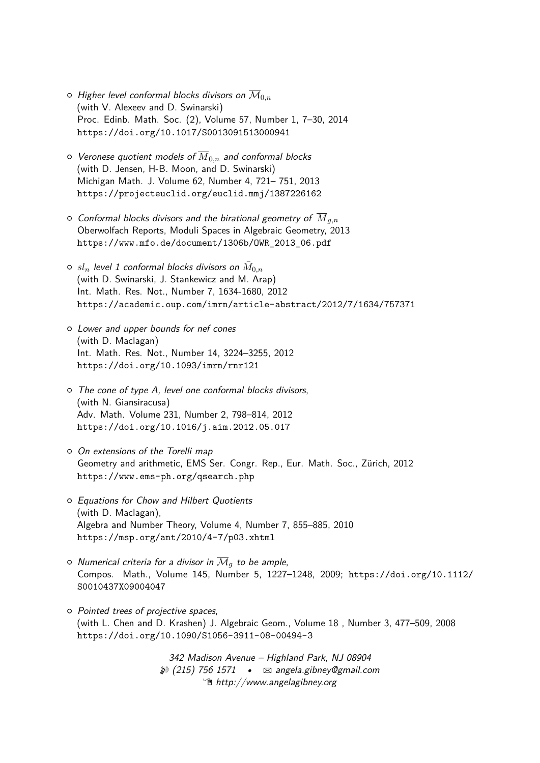- *Higher level conformal blocks divisors on $\overline{\mathcal{M}}_{0,n}$*
  (with V. Alexeev and D. Swinarski)
  Proc. Edinb. Math. Soc. (2), Volume 57, Number 1, 7–30, 2014
  https://doi.org/10.1017/S0013091513000941

- *Veronese quotient models of $\overline{M}_{0,n}$ and conformal blocks*
  (with D. Jensen, H-B. Moon, and D. Swinarski)
  Michigan Math. J. Volume 62, Number 4, 721– 751, 2013
  https://projecteuclid.org/euclid.mmj/1387226162

- *Conformal blocks divisors and the birational geometry of $\overline{M}_{g,n}$*
  Oberwolfach Reports, Moduli Spaces in Algebraic Geometry, 2013
  https://www.mfo.de/document/1306b/OWR_2013_06.pdf

- *$sl_n$ level 1 conformal blocks divisors on $\bar{M}_{0,n}$*
  (with D. Swinarski, J. Stankewicz and M. Arap)
  Int. Math. Res. Not., Number 7, 1634-1680, 2012
  https://academic.oup.com/imrn/article-abstract/2012/7/1634/757371

- *Lower and upper bounds for nef cones*
  (with D. Maclagan)
  Int. Math. Res. Not., Number 14, 3224–3255, 2012
  https://doi.org/10.1093/imrn/rnr121

- *The cone of type A, level one conformal blocks divisors*,
  (with N. Giansiracusa)
  Adv. Math. Volume 231, Number 2, 798–814, 2012
  https://doi.org/10.1016/j.aim.2012.05.017

- *On extensions of the Torelli map*
  Geometry and arithmetic, EMS Ser. Congr. Rep., Eur. Math. Soc., Zürich, 2012
  https://www.ems-ph.org/qsearch.php

- *Equations for Chow and Hilbert Quotients*
  (with D. Maclagan),
  Algebra and Number Theory, Volume 4, Number 7, 855–885, 2010
  https://msp.org/ant/2010/4-7/p03.xhtml

- *Numerical criteria for a divisor in $\overline{\mathcal{M}}_g$ to be ample*,
  Compos. Math., Volume 145, Number 5, 1227–1248, 2009; https://doi.org/10.1112/S0010437X09004047

- *Pointed trees of projective spaces*,
  (with L. Chen and D. Krashen) J. Algebraic Geom., Volume 18 , Number 3, 477–509, 2008
  https://doi.org/10.1090/S1056-3911-08-00494-3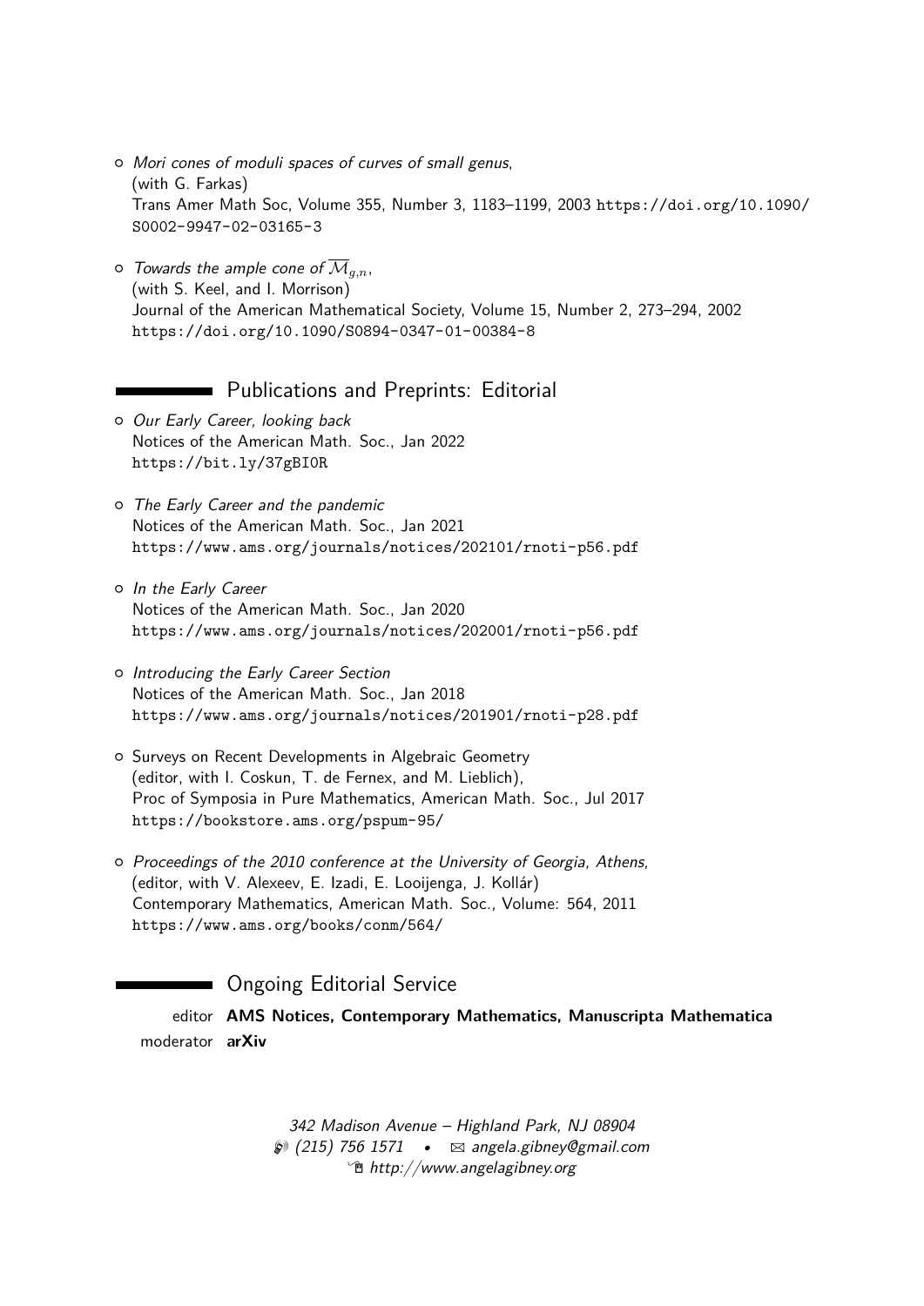- *Mori cones of moduli spaces of curves of small genus*,
  (with G. Farkas)
  Trans Amer Math Soc, Volume 355, Number 3, 1183–1199, 2003 https://doi.org/10.1090/S0002-9947-02-03165-3

- *Towards the ample cone of $\overline{\mathcal{M}}_{g,n}$*,
  (with S. Keel, and I. Morrison)
  Journal of the American Mathematical Society, Volume 15, Number 2, 273–294, 2002
  https://doi.org/10.1090/S0894-0347-01-00384-8

## Publications and Preprints: Editorial

- *Our Early Career, looking back*
  Notices of the American Math. Soc., Jan 2022
  https://bit.ly/37gBI0R

- *The Early Career and the pandemic*
  Notices of the American Math. Soc., Jan 2021
  https://www.ams.org/journals/notices/202101/rnoti-p56.pdf

- *In the Early Career*
  Notices of the American Math. Soc., Jan 2020
  https://www.ams.org/journals/notices/202001/rnoti-p56.pdf

- *Introducing the Early Career Section*
  Notices of the American Math. Soc., Jan 2018
  https://www.ams.org/journals/notices/201901/rnoti-p28.pdf

- Surveys on Recent Developments in Algebraic Geometry
  (editor, with I. Coskun, T. de Fernex, and M. Lieblich),
  Proc of Symposia in Pure Mathematics, American Math. Soc., Jul 2017
  https://bookstore.ams.org/pspum-95/

- *Proceedings of the 2010 conference at the University of Georgia, Athens,*
  (editor, with V. Alexeev, E. Izadi, E. Looijenga, J. Kollár)
  Contemporary Mathematics, American Math. Soc., Volume: 564, 2011
  https://www.ams.org/books/conm/564/

## Ongoing Editorial Service

editor **AMS Notices, Contemporary Mathematics, Manuscripta Mathematica**
moderator **arXiv**

*342 Madison Avenue – Highland Park, NJ 08904*
*(215) 756 1571 • angela.gibney@gmail.com*
*http://www.angelagibney.org*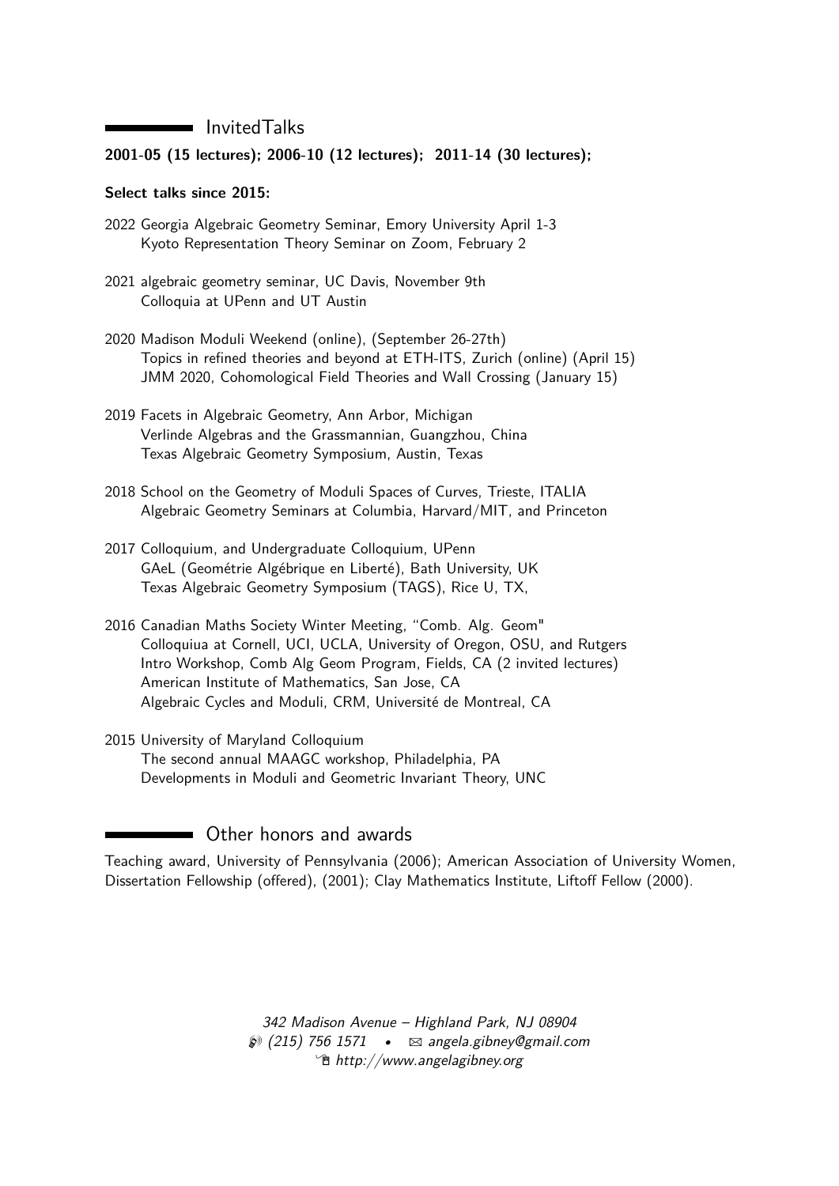## InvitedTalks

**2001-05 (15 lectures); 2006-10 (12 lectures); 2011-14 (30 lectures);**

**Select talks since 2015:**

2022 Georgia Algebraic Geometry Seminar, Emory University April 1-3
Kyoto Representation Theory Seminar on Zoom, February 2

2021 algebraic geometry seminar, UC Davis, November 9th
Colloquia at UPenn and UT Austin

2020 Madison Moduli Weekend (online), (September 26-27th)
Topics in refined theories and beyond at ETH-ITS, Zurich (online) (April 15)
JMM 2020, Cohomological Field Theories and Wall Crossing (January 15)

2019 Facets in Algebraic Geometry, Ann Arbor, Michigan
Verlinde Algebras and the Grassmannian, Guangzhou, China
Texas Algebraic Geometry Symposium, Austin, Texas

2018 School on the Geometry of Moduli Spaces of Curves, Trieste, ITALIA
Algebraic Geometry Seminars at Columbia, Harvard/MIT, and Princeton

2017 Colloquium, and Undergraduate Colloquium, UPenn
GAeL (Geométrie Algébrique en Liberté), Bath University, UK
Texas Algebraic Geometry Symposium (TAGS), Rice U, TX,

2016 Canadian Maths Society Winter Meeting, "Comb. Alg. Geom"
Colloquiua at Cornell, UCI, UCLA, University of Oregon, OSU, and Rutgers
Intro Workshop, Comb Alg Geom Program, Fields, CA (2 invited lectures)
American Institute of Mathematics, San Jose, CA
Algebraic Cycles and Moduli, CRM, Université de Montreal, CA

2015 University of Maryland Colloquium
The second annual MAAGC workshop, Philadelphia, PA
Developments in Moduli and Geometric Invariant Theory, UNC

## Other honors and awards

Teaching award, University of Pennsylvania (2006); American Association of University Women, Dissertation Fellowship (offered), (2001); Clay Mathematics Institute, Liftoff Fellow (2000).

*342 Madison Avenue – Highland Park, NJ 08904*
*(215) 756 1571 • angela.gibney@gmail.com*
*http://www.angelagibney.org*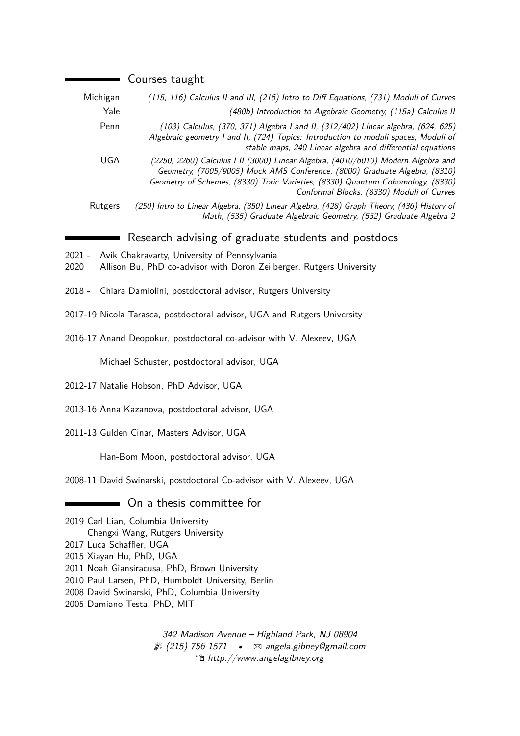## Courses taught

| | |
|---|---|
| Michigan | *(115, 116) Calculus II and III, (216) Intro to Diff Equations, (731) Moduli of Curves* |
| Yale | *(480b) Introduction to Algebraic Geometry, (115a) Calculus II* |
| Penn | *(103) Calculus, (370, 371) Algebra I and II, (312/402) Linear algebra, (624, 625) Algebraic geometry I and II, (724) Topics: Introduction to moduli spaces, Moduli of stable maps, 240 Linear algebra and differential equations* |
| UGA | *(2250, 2260) Calculus I II (3000) Linear Algebra, (4010/6010) Modern Algebra and Geometry, (7005/9005) Mock AMS Conference, (8000) Graduate Algebra, (8310) Geometry of Schemes, (8330) Toric Varieties, (8330) Quantum Cohomology, (8330) Conformal Blocks, (8330) Moduli of Curves* |
| Rutgers | *(250) Intro to Linear Algebra, (350) Linear Algebra, (428) Graph Theory, (436) History of Math, (535) Graduate Algebraic Geometry, (552) Graduate Algebra 2* |

## Research advising of graduate students and postdocs

2021 - Avik Chakravarty, University of Pennsylvania
2020 Allison Bu, PhD co-advisor with Doron Zeilberger, Rutgers University

2018 - Chiara Damiolini, postdoctoral advisor, Rutgers University

2017-19 Nicola Tarasca, postdoctoral advisor, UGA and Rutgers University

2016-17 Anand Deopokur, postdoctoral co-advisor with V. Alexeev, UGA

Michael Schuster, postdoctoral advisor, UGA

2012-17 Natalie Hobson, PhD Advisor, UGA

2013-16 Anna Kazanova, postdoctoral advisor, UGA

2011-13 Gulden Cinar, Masters Advisor, UGA

Han-Bom Moon, postdoctoral advisor, UGA

2008-11 David Swinarski, postdoctoral Co-advisor with V. Alexeev, UGA

## On a thesis committee for

2019 Carl Lian, Columbia University
Chengxi Wang, Rutgers University
2017 Luca Schaffler, UGA
2015 Xiayan Hu, PhD, UGA
2011 Noah Giansiracusa, PhD, Brown University
2010 Paul Larsen, PhD, Humboldt University, Berlin
2008 David Swinarski, PhD, Columbia University
2005 Damiano Testa, PhD, MIT

*342 Madison Avenue – Highland Park, NJ 08904*
*(215) 756 1571 • angela.gibney@gmail.com*
*http://www.angelagibney.org*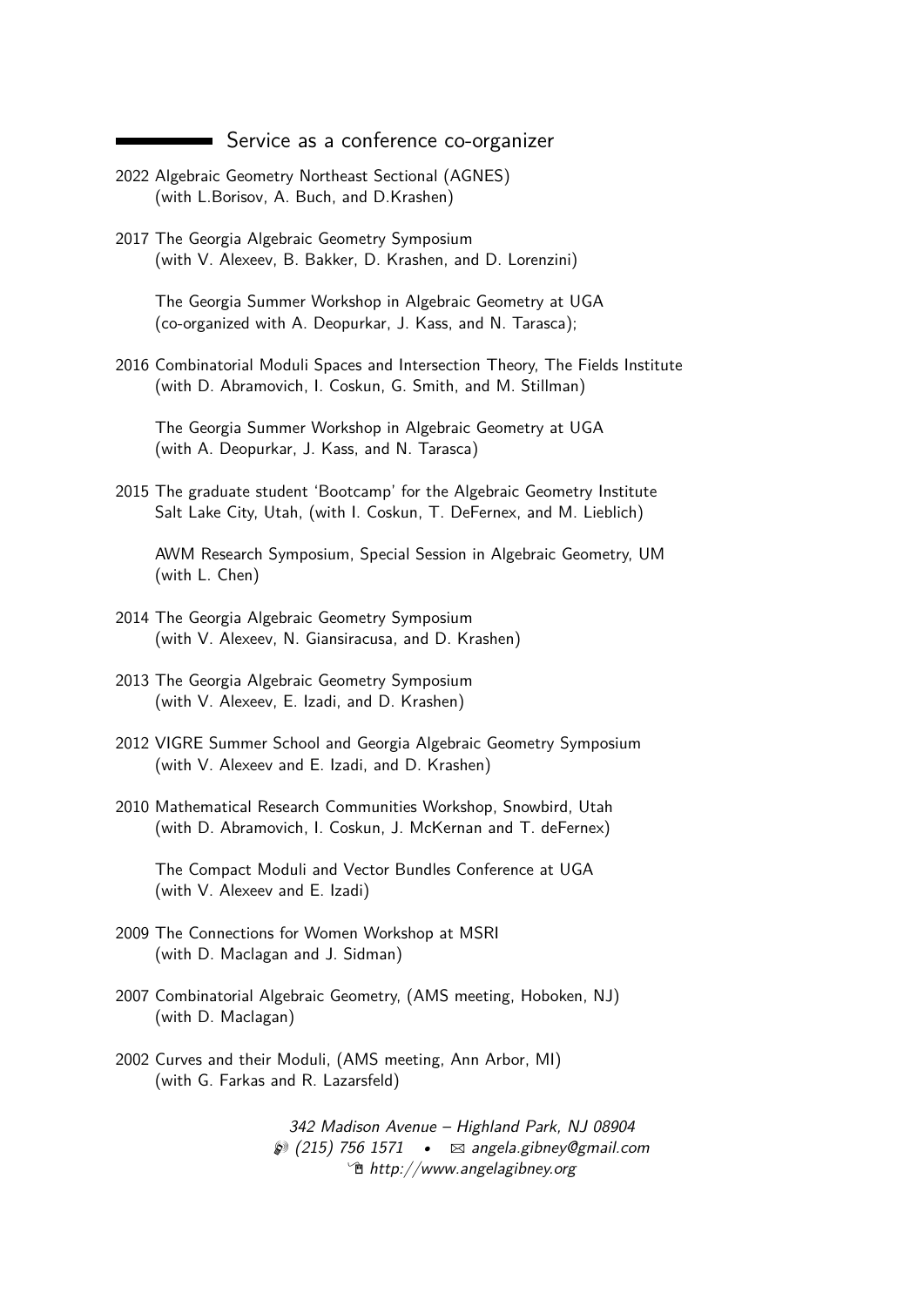## Service as a conference co-organizer

2022 Algebraic Geometry Northeast Sectional (AGNES)
(with L.Borisov, A. Buch, and D.Krashen)

2017 The Georgia Algebraic Geometry Symposium
(with V. Alexeev, B. Bakker, D. Krashen, and D. Lorenzini)

The Georgia Summer Workshop in Algebraic Geometry at UGA
(co-organized with A. Deopurkar, J. Kass, and N. Tarasca);

2016 Combinatorial Moduli Spaces and Intersection Theory, The Fields Institute
(with D. Abramovich, I. Coskun, G. Smith, and M. Stillman)

The Georgia Summer Workshop in Algebraic Geometry at UGA
(with A. Deopurkar, J. Kass, and N. Tarasca)

2015 The graduate student 'Bootcamp' for the Algebraic Geometry Institute
Salt Lake City, Utah, (with I. Coskun, T. DeFernex, and M. Lieblich)

AWM Research Symposium, Special Session in Algebraic Geometry, UM
(with L. Chen)

2014 The Georgia Algebraic Geometry Symposium
(with V. Alexeev, N. Giansiracusa, and D. Krashen)

2013 The Georgia Algebraic Geometry Symposium
(with V. Alexeev, E. Izadi, and D. Krashen)

2012 VIGRE Summer School and Georgia Algebraic Geometry Symposium
(with V. Alexeev and E. Izadi, and D. Krashen)

2010 Mathematical Research Communities Workshop, Snowbird, Utah
(with D. Abramovich, I. Coskun, J. McKernan and T. deFernex)

The Compact Moduli and Vector Bundles Conference at UGA
(with V. Alexeev and E. Izadi)

2009 The Connections for Women Workshop at MSRI
(with D. Maclagan and J. Sidman)

2007 Combinatorial Algebraic Geometry, (AMS meeting, Hoboken, NJ)
(with D. Maclagan)

2002 Curves and their Moduli, (AMS meeting, Ann Arbor, MI)
(with G. Farkas and R. Lazarsfeld)

*342 Madison Avenue – Highland Park, NJ 08904*
*(215) 756 1571 • angela.gibney@gmail.com*
*http://www.angelagibney.org*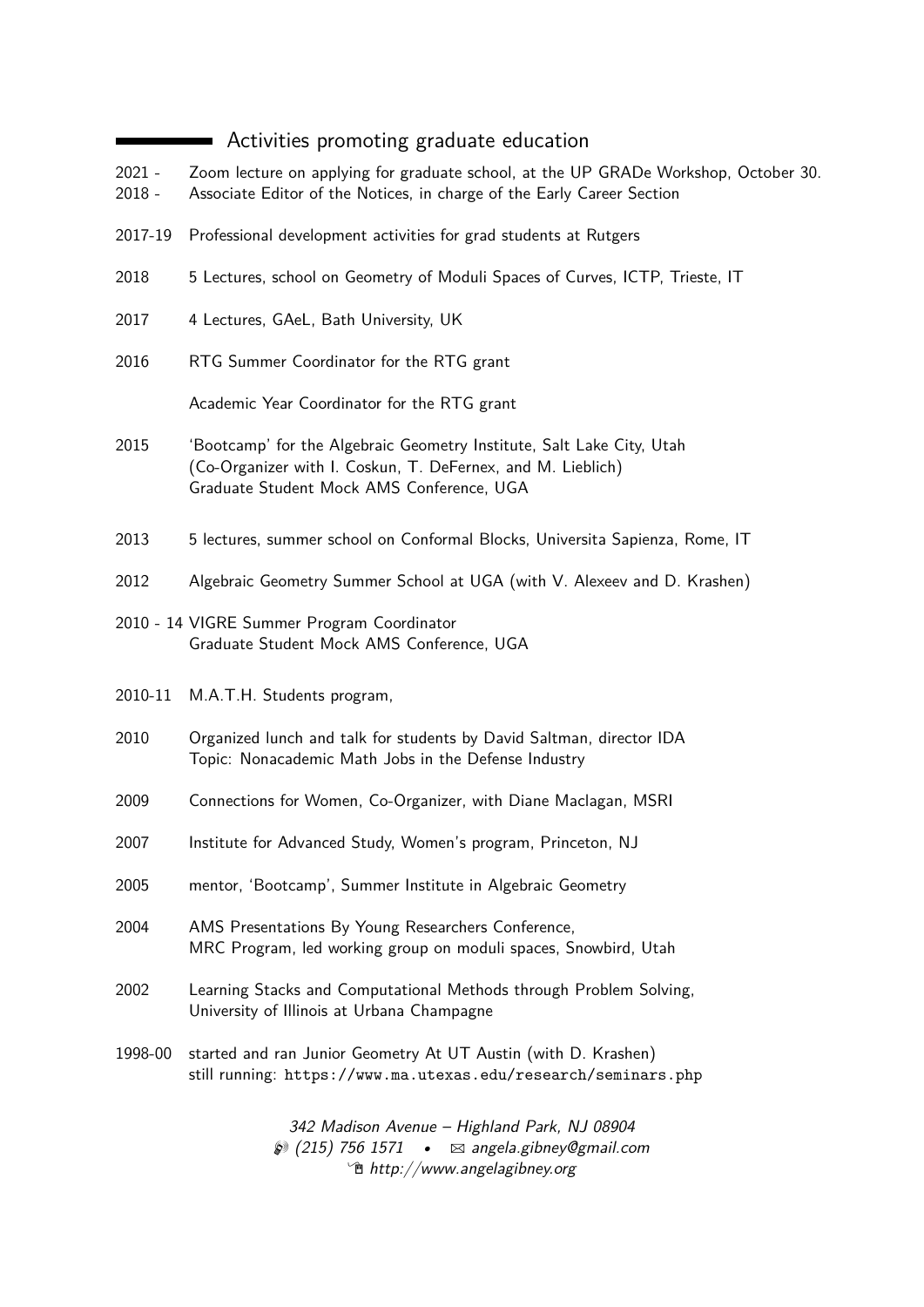## Activities promoting graduate education

| | |
|---|---|
| 2021 - | Zoom lecture on applying for graduate school, at the UP GRADe Workshop, October 30. |
| 2018 - | Associate Editor of the Notices, in charge of the Early Career Section |
| 2017-19 | Professional development activities for grad students at Rutgers |
| 2018 | 5 Lectures, school on Geometry of Moduli Spaces of Curves, ICTP, Trieste, IT |
| 2017 | 4 Lectures, GAeL, Bath University, UK |
| 2016 | RTG Summer Coordinator for the RTG grant<br>Academic Year Coordinator for the RTG grant |
| 2015 | 'Bootcamp' for the Algebraic Geometry Institute, Salt Lake City, Utah (Co-Organizer with I. Coskun, T. DeFernex, and M. Lieblich)<br>Graduate Student Mock AMS Conference, UGA |
| 2013 | 5 lectures, summer school on Conformal Blocks, Universita Sapienza, Rome, IT |
| 2012 | Algebraic Geometry Summer School at UGA (with V. Alexeev and D. Krashen) |
| 2010 - 14 | VIGRE Summer Program Coordinator<br>Graduate Student Mock AMS Conference, UGA |
| 2010-11 | M.A.T.H. Students program, |
| 2010 | Organized lunch and talk for students by David Saltman, director IDA<br>Topic: Nonacademic Math Jobs in the Defense Industry |
| 2009 | Connections for Women, Co-Organizer, with Diane Maclagan, MSRI |
| 2007 | Institute for Advanced Study, Women's program, Princeton, NJ |
| 2005 | mentor, 'Bootcamp', Summer Institute in Algebraic Geometry |
| 2004 | AMS Presentations By Young Researchers Conference,<br>MRC Program, led working group on moduli spaces, Snowbird, Utah |
| 2002 | Learning Stacks and Computational Methods through Problem Solving,<br>University of Illinois at Urbana Champagne |
| 1998-00 | started and ran Junior Geometry At UT Austin (with D. Krashen)<br>still running: `https://www.ma.utexas.edu/research/seminars.php` |

*342 Madison Avenue – Highland Park, NJ 08904*
*(215) 756 1571 • angela.gibney@gmail.com*
*http://www.angelagibney.org*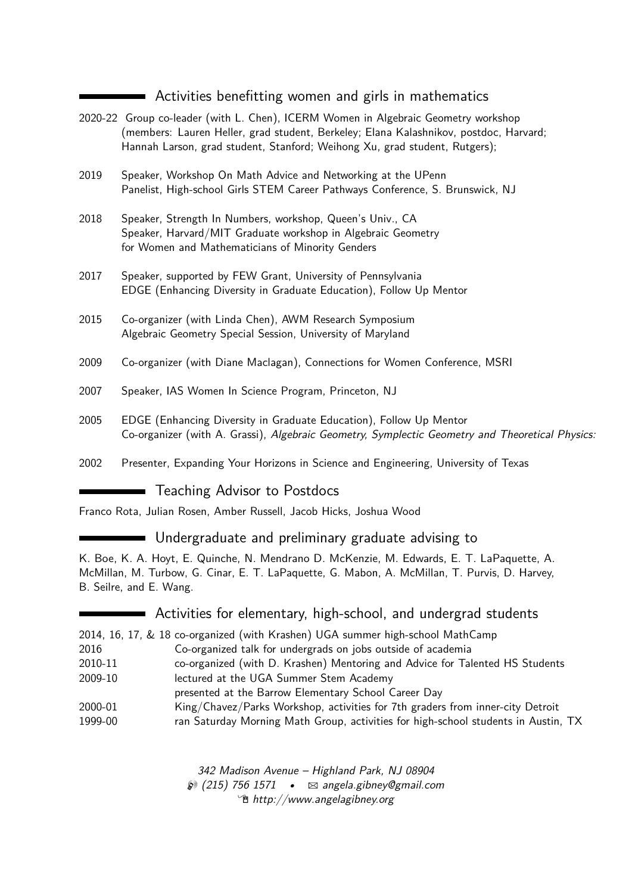## Activities benefitting women and girls in mathematics

2020-22 Group co-leader (with L. Chen), ICERM Women in Algebraic Geometry workshop (members: Lauren Heller, grad student, Berkeley; Elana Kalashnikov, postdoc, Harvard; Hannah Larson, grad student, Stanford; Weihong Xu, grad student, Rutgers);

2019 Speaker, Workshop On Math Advice and Networking at the UPenn
Panelist, High-school Girls STEM Career Pathways Conference, S. Brunswick, NJ

2018 Speaker, Strength In Numbers, workshop, Queen's Univ., CA
Speaker, Harvard/MIT Graduate workshop in Algebraic Geometry for Women and Mathematicians of Minority Genders

2017 Speaker, supported by FEW Grant, University of Pennsylvania
EDGE (Enhancing Diversity in Graduate Education), Follow Up Mentor

2015 Co-organizer (with Linda Chen), AWM Research Symposium
Algebraic Geometry Special Session, University of Maryland

2009 Co-organizer (with Diane Maclagan), Connections for Women Conference, MSRI

2007 Speaker, IAS Women In Science Program, Princeton, NJ

2005 EDGE (Enhancing Diversity in Graduate Education), Follow Up Mentor
Co-organizer (with A. Grassi), *Algebraic Geometry, Symplectic Geometry and Theoretical Physics:*

2002 Presenter, Expanding Your Horizons in Science and Engineering, University of Texas

## Teaching Advisor to Postdocs

Franco Rota, Julian Rosen, Amber Russell, Jacob Hicks, Joshua Wood

## Undergraduate and preliminary graduate advising to

K. Boe, K. A. Hoyt, E. Quinche, N. Mendrano D. McKenzie, M. Edwards, E. T. LaPaquette, A. McMillan, M. Turbow, G. Cinar, E. T. LaPaquette, G. Mabon, A. McMillan, T. Purvis, D. Harvey, B. Seilre, and E. Wang.

## Activities for elementary, high-school, and undergrad students

2014, 16, 17, & 18 co-organized (with Krashen) UGA summer high-school MathCamp
2016 Co-organized talk for undergrads on jobs outside of academia
2010-11 co-organized (with D. Krashen) Mentoring and Advice for Talented HS Students
2009-10 lectured at the UGA Summer Stem Academy
presented at the Barrow Elementary School Career Day
2000-01 King/Chavez/Parks Workshop, activities for 7th graders from inner-city Detroit
1999-00 ran Saturday Morning Math Group, activities for high-school students in Austin, TX

*342 Madison Avenue – Highland Park, NJ 08904*
*(215) 756 1571 • angela.gibney@gmail.com*
*http://www.angelagibney.org*